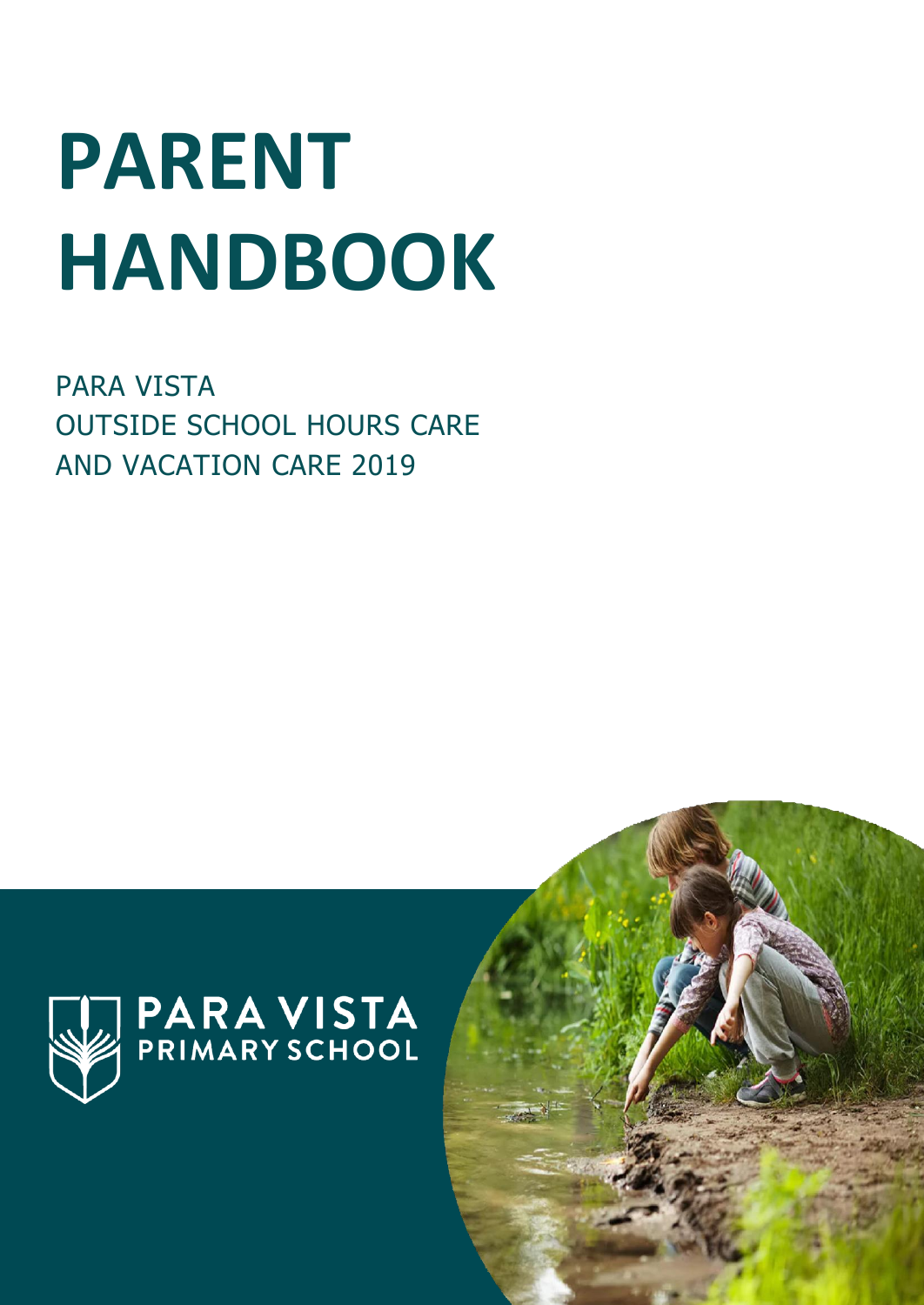# PARENT HANDBOOK

PARA VISTA
OUTSIDE SCHOOL HOURS CARE
AND VACATION CARE 2019

PARA VISTA
PRIMARY SCHOOL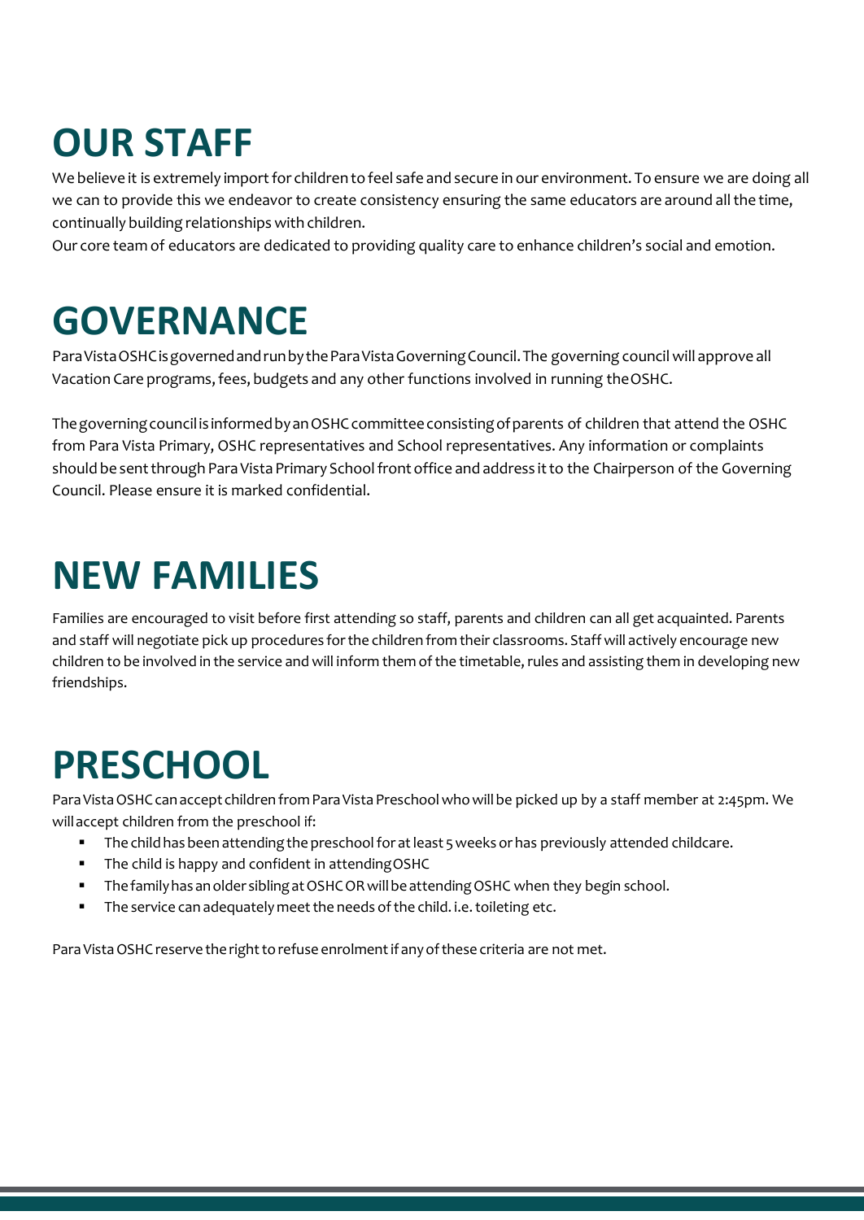# OUR STAFF

We believe it is extremely import for children to feel safe and secure in our environment. To ensure we are doing all we can to provide this we endeavor to create consistency ensuring the same educators are around all the time, continually building relationships with children.

Our core team of educators are dedicated to providing quality care to enhance children's social and emotion.

# GOVERNANCE

Para Vista OSHC is governed and run by the Para Vista Governing Council. The governing council will approve all Vacation Care programs, fees, budgets and any other functions involved in running the OSHC.

The governing council is informed by an OSHC committee consisting of parents of children that attend the OSHC from Para Vista Primary, OSHC representatives and School representatives. Any information or complaints should be sent through Para Vista Primary School front office and address it to the Chairperson of the Governing Council. Please ensure it is marked confidential.

# NEW FAMILIES

Families are encouraged to visit before first attending so staff, parents and children can all get acquainted. Parents and staff will negotiate pick up procedures for the children from their classrooms. Staff will actively encourage new children to be involved in the service and will inform them of the timetable, rules and assisting them in developing new friendships.

# PRESCHOOL

Para Vista OSHC can accept children from Para Vista Preschool who will be picked up by a staff member at 2:45pm. We will accept children from the preschool if:

- The child has been attending the preschool for at least 5 weeks or has previously attended childcare.
- The child is happy and confident in attending OSHC
- The family has an older sibling at OSHC OR will be attending OSHC when they begin school.
- The service can adequately meet the needs of the child. i.e. toileting etc.

Para Vista OSHC reserve the right to refuse enrolment if any of these criteria are not met.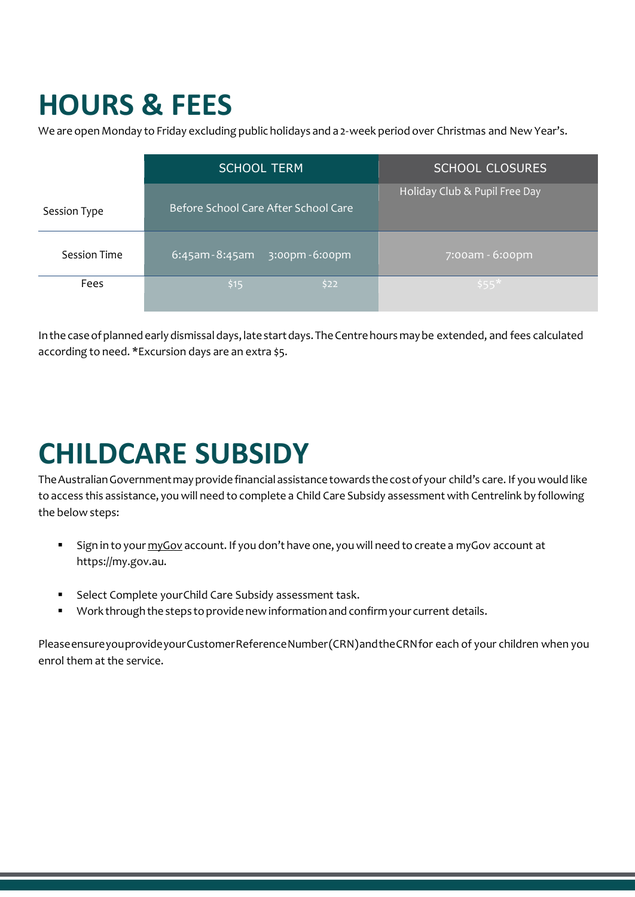# HOURS & FEES

We are open Monday to Friday excluding public holidays and a 2-week period over Christmas and New Year's.

| | SCHOOL TERM | | SCHOOL CLOSURES |
|---|---|---|---|
| Session Type | Before School Care | After School Care | Holiday Club & Pupil Free Day |
| Session Time | 6:45am - 8:45am | 3:00pm - 6:00pm | 7:00am - 6:00pm |
| Fees | $15 | $22 | $55* |

In the case of planned early dismissal days, late start days. The Centre hours may be extended, and fees calculated according to need. *Excursion days are an extra $5.

# CHILDCARE SUBSIDY

The Australian Government may provide financial assistance towards the cost of your child's care. If you would like to access this assistance, you will need to complete a Child Care Subsidy assessment with Centrelink by following the below steps:

- Sign in to your myGov account. If you don't have one, you will need to create a myGov account at https://my.gov.au.
- Select Complete your Child Care Subsidy assessment task.
- Work through the steps to provide new information and confirm your current details.

Please ensure you provide your Customer Reference Number (CRN) and the CRN for each of your children when you enrol them at the service.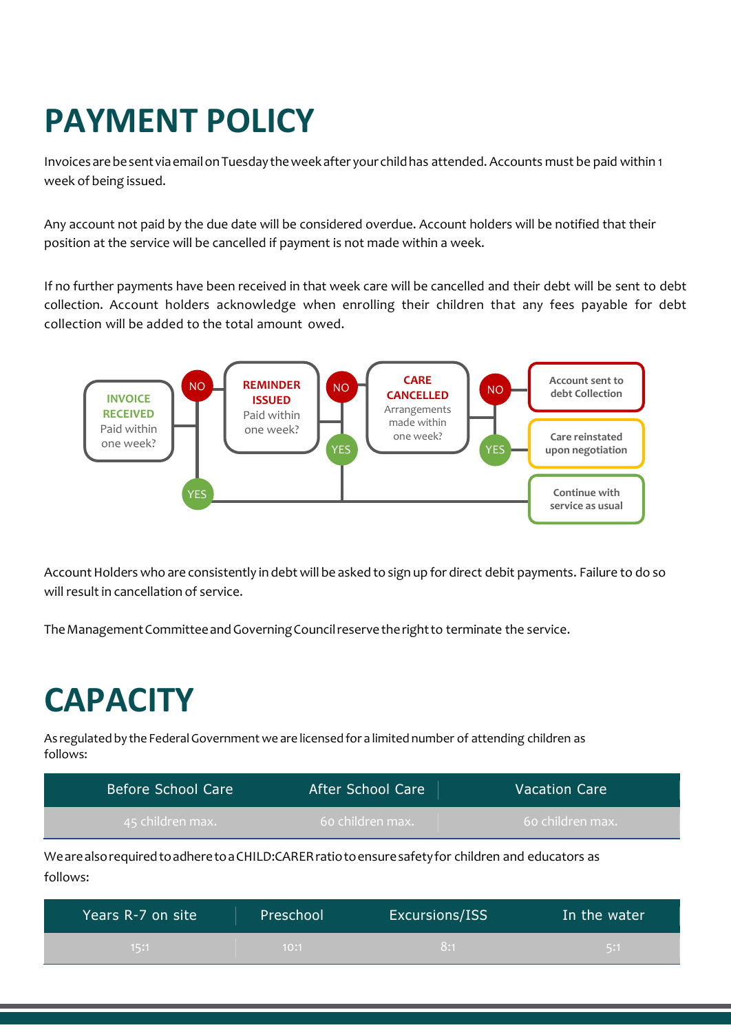# PAYMENT POLICY

Invoices are be sent via email on Tuesday the week after your child has attended. Accounts must be paid within 1 week of being issued.

Any account not paid by the due date will be considered overdue. Account holders will be notified that their position at the service will be cancelled if payment is not made within a week.

If no further payments have been received in that week care will be cancelled and their debt will be sent to debt collection. Account holders acknowledge when enrolling their children that any fees payable for debt collection will be added to the total amount owed.

**INVOICE RECEIVED** Paid within one week?
- NO → **REMINDER ISSUED** Paid within one week?
  - NO → **CARE CANCELLED** Arrangements made within one week?
    - NO → Account sent to debt Collection
    - YES → Care reinstated upon negotiation
  - YES → Continue with service as usual
- YES → Continue with service as usual

Account Holders who are consistently in debt will be asked to sign up for direct debit payments. Failure to do so will result in cancellation of service.

The Management Committee and Governing Council reserve the right to terminate the service.

# CAPACITY

As regulated by the Federal Government we are licensed for a limited number of attending children as follows:

| Before School Care | After School Care | Vacation Care |
| --- | --- | --- |
| 45 children max. | 60 children max. | 60 children max. |

We are also required to adhere to a CHILD:CARER ratio to ensure safety for children and educators as follows:

| Years R-7 on site | Preschool | Excursions/ISS | In the water |
| --- | --- | --- | --- |
| 15:1 | 10:1 | 8:1 | 5:1 |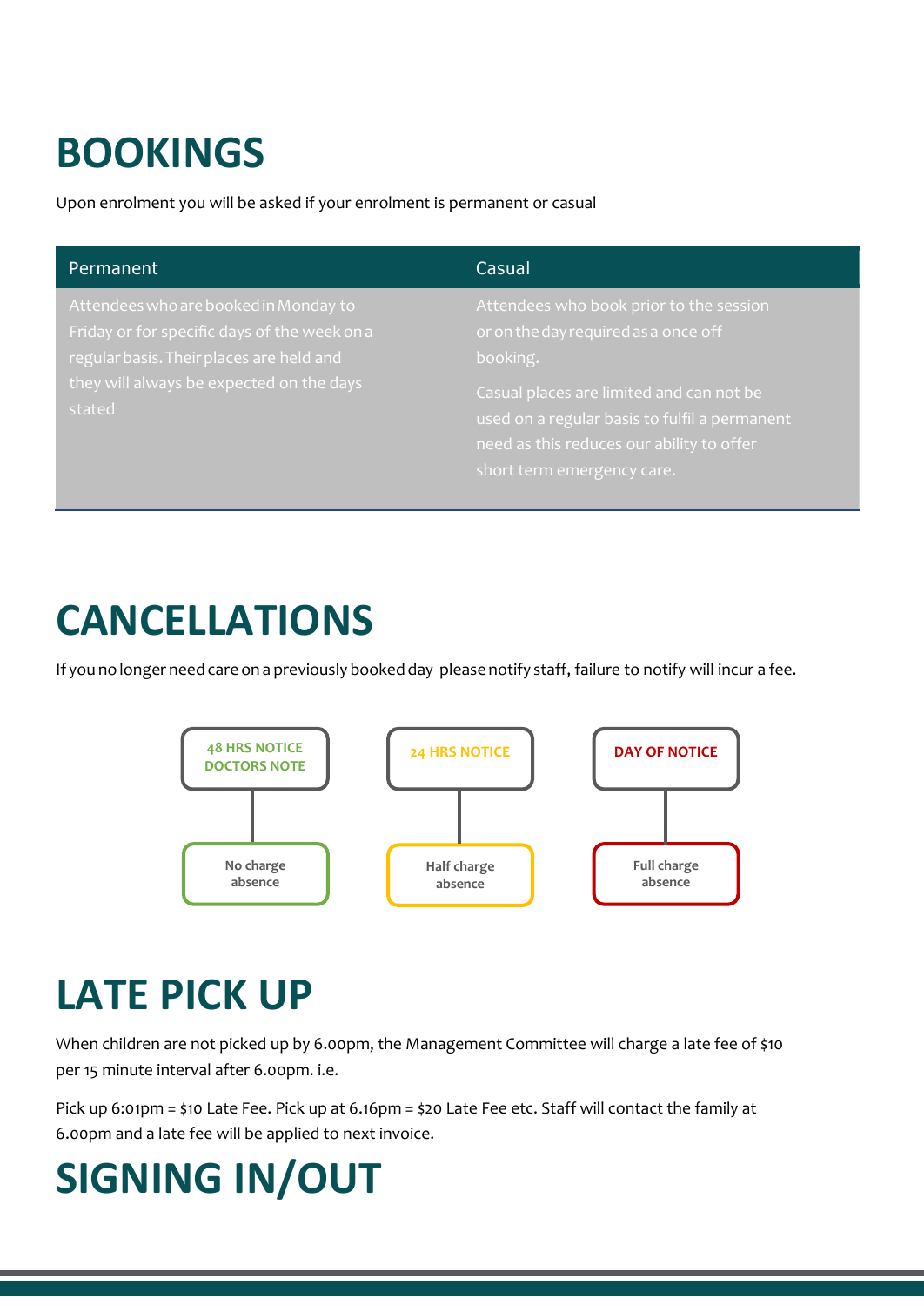# BOOKINGS

Upon enrolment you will be asked if your enrolment is permanent or casual

| Permanent | Casual |
| --- | --- |
| Attendees who are booked in Monday to Friday or for specific days of the week on a regular basis. Their places are held and they will always be expected on the days stated | Attendees who book prior to the session or on the day required as a once off booking.<br><br>Casual places are limited and can not be used on a regular basis to fulfil a permanent need as this reduces our ability to offer short term emergency care. |

# CANCELLATIONS

If you no longer need care on a previously booked day please notify staff, failure to notify will incur a fee.

| Notice | Charge |
| --- | --- |
| 48 HRS NOTICE DOCTORS NOTE | No charge absence |
| 24 HRS NOTICE | Half charge absence |
| DAY OF NOTICE | Full charge absence |

# LATE PICK UP

When children are not picked up by 6.00pm, the Management Committee will charge a late fee of $10 per 15 minute interval after 6.00pm. i.e.

Pick up 6:01pm = $10 Late Fee. Pick up at 6.16pm = $20 Late Fee etc. Staff will contact the family at 6.00pm and a late fee will be applied to next invoice.

# SIGNING IN/OUT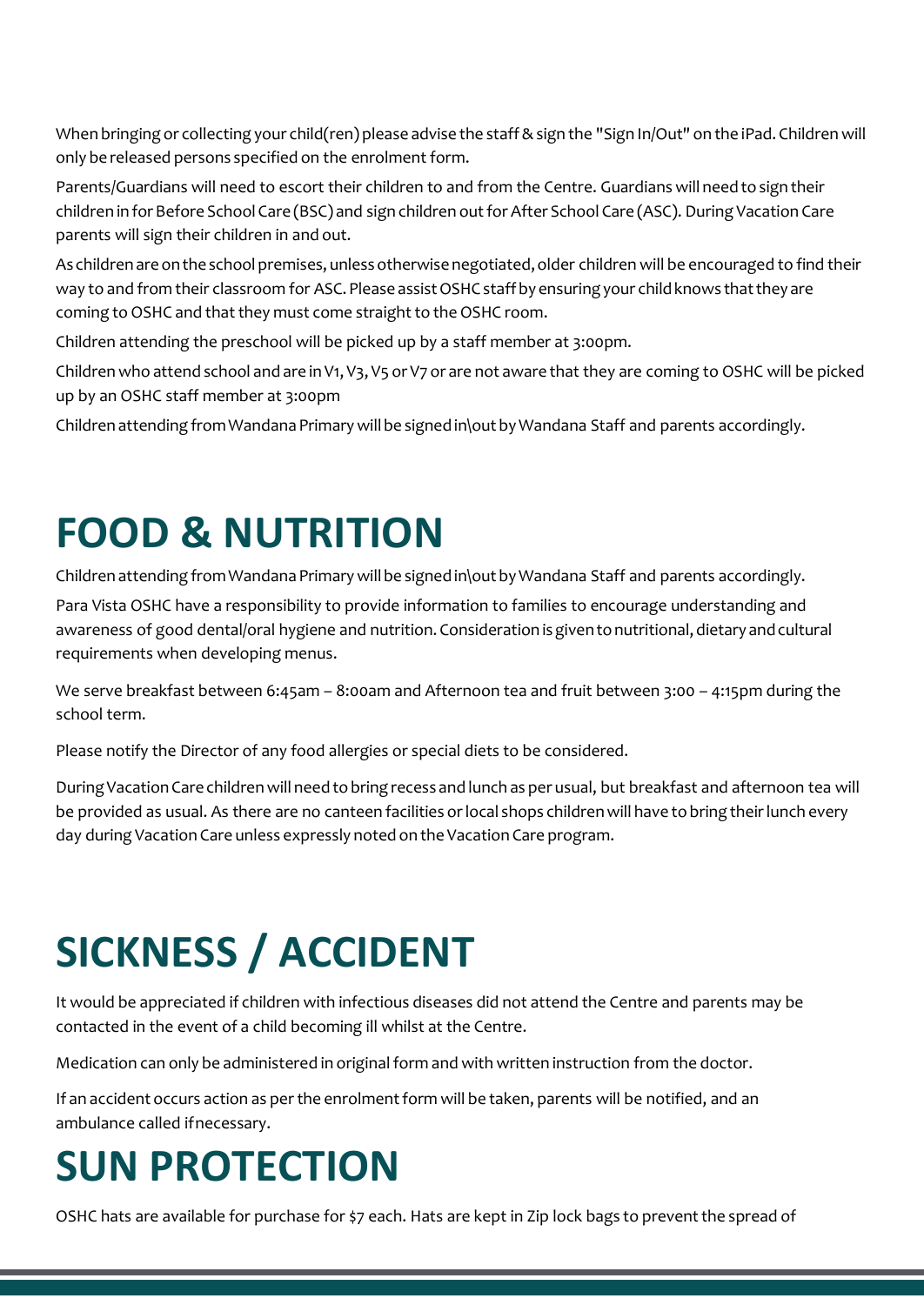When bringing or collecting your child(ren) please advise the staff & sign the "Sign In/Out" on the iPad. Children will only be released persons specified on the enrolment form.

Parents/Guardians will need to escort their children to and from the Centre. Guardians will need to sign their children in for Before School Care (BSC) and sign children out for After School Care (ASC). During Vacation Care parents will sign their children in and out.

As children are on the school premises, unless otherwise negotiated, older children will be encouraged to find their way to and from their classroom for ASC. Please assist OSHC staff by ensuring your child knows that they are coming to OSHC and that they must come straight to the OSHC room.

Children attending the preschool will be picked up by a staff member at 3:00pm.

Children who attend school and are in V1, V3, V5 or V7 or are not aware that they are coming to OSHC will be picked up by an OSHC staff member at 3:00pm

Children attending from Wandana Primary will be signed in\out by Wandana Staff and parents accordingly.

# FOOD & NUTRITION

Children attending from Wandana Primary will be signed in\out by Wandana Staff and parents accordingly.

Para Vista OSHC have a responsibility to provide information to families to encourage understanding and awareness of good dental/oral hygiene and nutrition. Consideration is given to nutritional, dietary and cultural requirements when developing menus.

We serve breakfast between 6:45am – 8:00am and Afternoon tea and fruit between 3:00 – 4:15pm during the school term.

Please notify the Director of any food allergies or special diets to be considered.

During Vacation Care children will need to bring recess and lunch as per usual, but breakfast and afternoon tea will be provided as usual. As there are no canteen facilities or local shops children will have to bring their lunch every day during Vacation Care unless expressly noted on the Vacation Care program.

# SICKNESS / ACCIDENT

It would be appreciated if children with infectious diseases did not attend the Centre and parents may be contacted in the event of a child becoming ill whilst at the Centre.

Medication can only be administered in original form and with written instruction from the doctor.

If an accident occurs action as per the enrolment form will be taken, parents will be notified, and an ambulance called if necessary.

# SUN PROTECTION

OSHC hats are available for purchase for $7 each. Hats are kept in Zip lock bags to prevent the spread of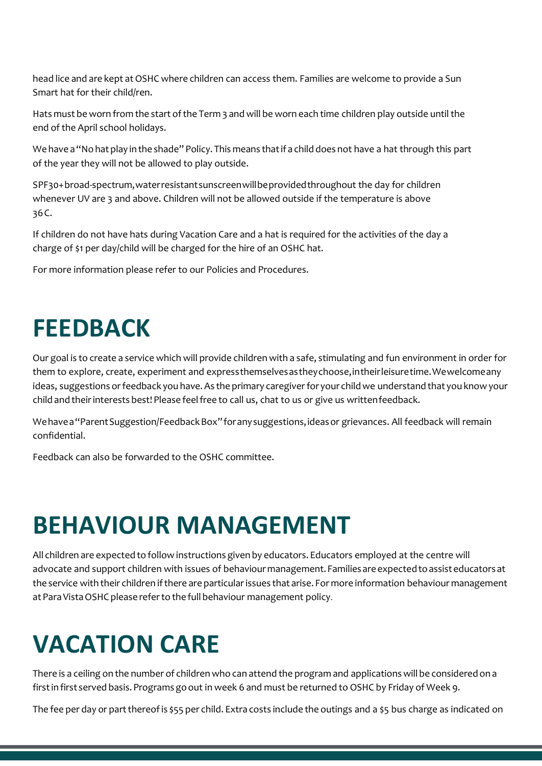head lice and are kept at OSHC where children can access them. Families are welcome to provide a Sun Smart hat for their child/ren.

Hats must be worn from the start of the Term 3 and will be worn each time children play outside until the end of the April school holidays.

We have a "No hat play in the shade" Policy. This means that if a child does not have a hat through this part of the year they will not be allowed to play outside.

SPF30+ broad-spectrum, water resistant sunscreen will be provided throughout the day for children whenever UV are 3 and above. Children will not be allowed outside if the temperature is above 36C.

If children do not have hats during Vacation Care and a hat is required for the activities of the day a charge of $1 per day/child will be charged for the hire of an OSHC hat.

For more information please refer to our Policies and Procedures.

# FEEDBACK

Our goal is to create a service which will provide children with a safe, stimulating and fun environment in order for them to explore, create, experiment and express themselves as they choose, in their leisure time. We welcome any ideas, suggestions or feedback you have. As the primary caregiver for your child we understand that you know your child and their interests best! Please feel free to call us, chat to us or give us written feedback.

We have a "Parent Suggestion/Feedback Box" for any suggestions, ideas or grievances. All feedback will remain confidential.

Feedback can also be forwarded to the OSHC committee.

# BEHAVIOUR MANAGEMENT

All children are expected to follow instructions given by educators. Educators employed at the centre will advocate and support children with issues of behaviour management. Families are expected to assist educators at the service with their children if there are particular issues that arise. For more information behaviour management at Para Vista OSHC please refer to the full behaviour management policy.

# VACATION CARE

There is a ceiling on the number of children who can attend the program and applications will be considered on a first in first served basis. Programs go out in week 6 and must be returned to OSHC by Friday of Week 9.

The fee per day or part thereof is $55 per child. Extra costs include the outings and a $5 bus charge as indicated on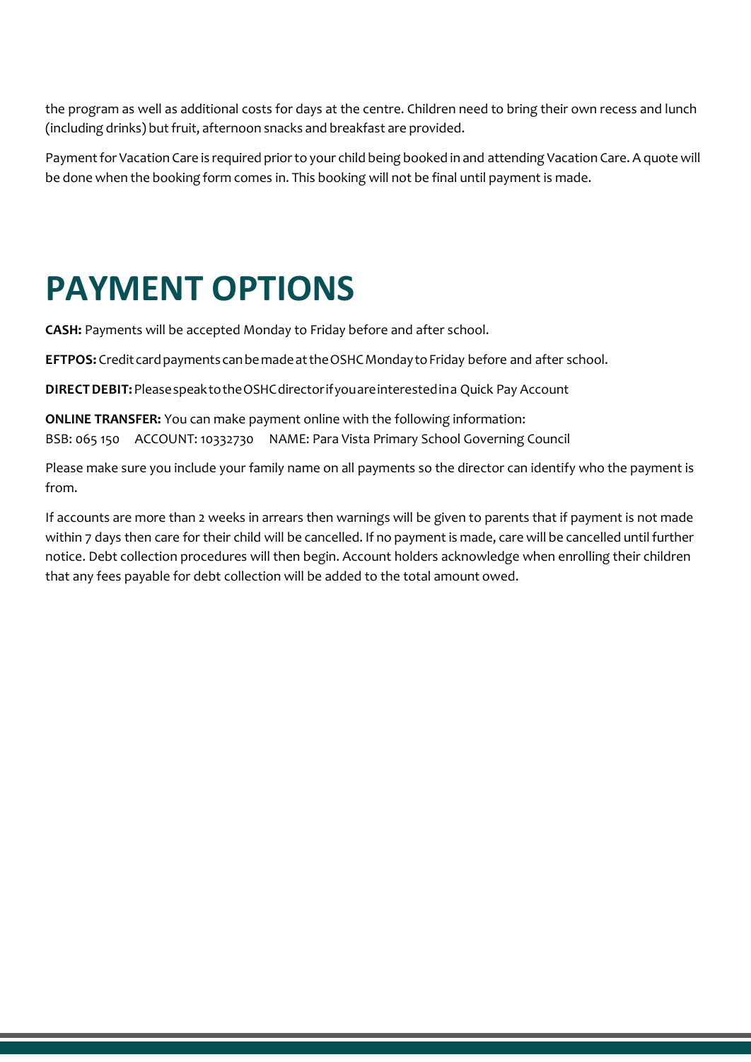the program as well as additional costs for days at the centre. Children need to bring their own recess and lunch (including drinks) but fruit, afternoon snacks and breakfast are provided.

Payment for Vacation Care is required prior to your child being booked in and attending Vacation Care. A quote will be done when the booking form comes in. This booking will not be final until payment is made.

# PAYMENT OPTIONS

**CASH:** Payments will be accepted Monday to Friday before and after school.

**EFTPOS:** Credit card payments can be made at the OSHC Monday to Friday before and after school.

**DIRECT DEBIT:** Please speak to the OSHC director if you are interested in a Quick Pay Account

**ONLINE TRANSFER:** You can make payment online with the following information:
BSB: 065 150 ACCOUNT: 10332730 NAME: Para Vista Primary School Governing Council

Please make sure you include your family name on all payments so the director can identify who the payment is from.

If accounts are more than 2 weeks in arrears then warnings will be given to parents that if payment is not made within 7 days then care for their child will be cancelled. If no payment is made, care will be cancelled until further notice. Debt collection procedures will then begin. Account holders acknowledge when enrolling their children that any fees payable for debt collection will be added to the total amount owed.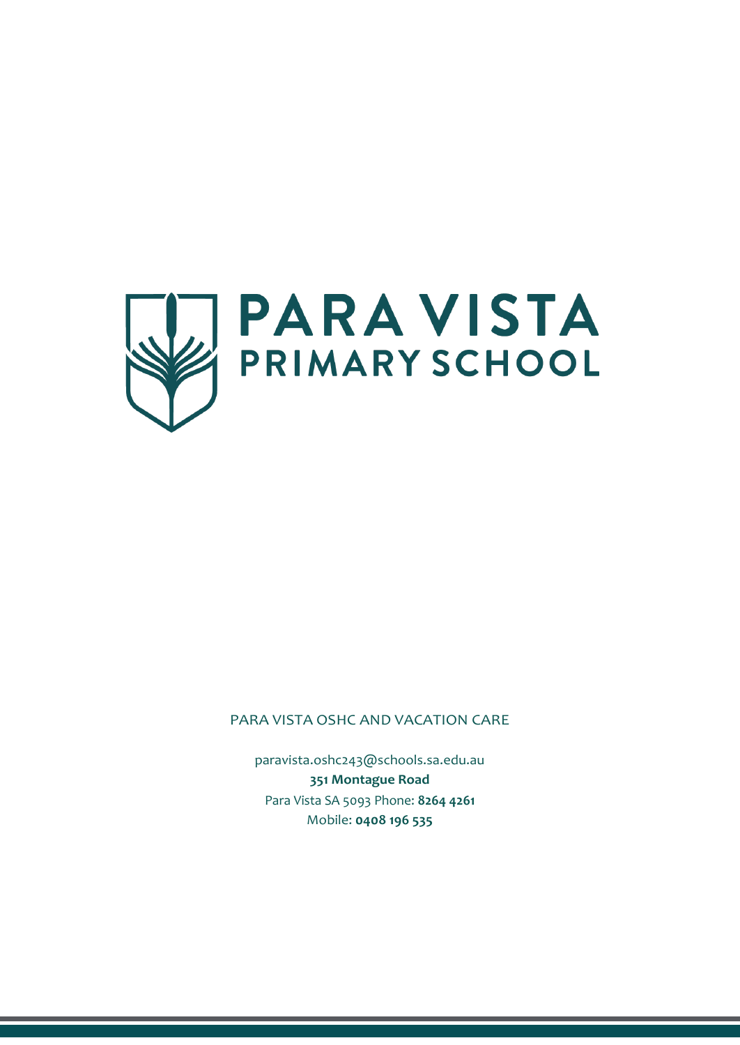# PARA VISTA
## PRIMARY SCHOOL

PARA VISTA OSHC AND VACATION CARE

paravista.oshc243@schools.sa.edu.au
**351 Montague Road**
Para Vista SA 5093 Phone: **8264 4261**
Mobile: **0408 196 535**